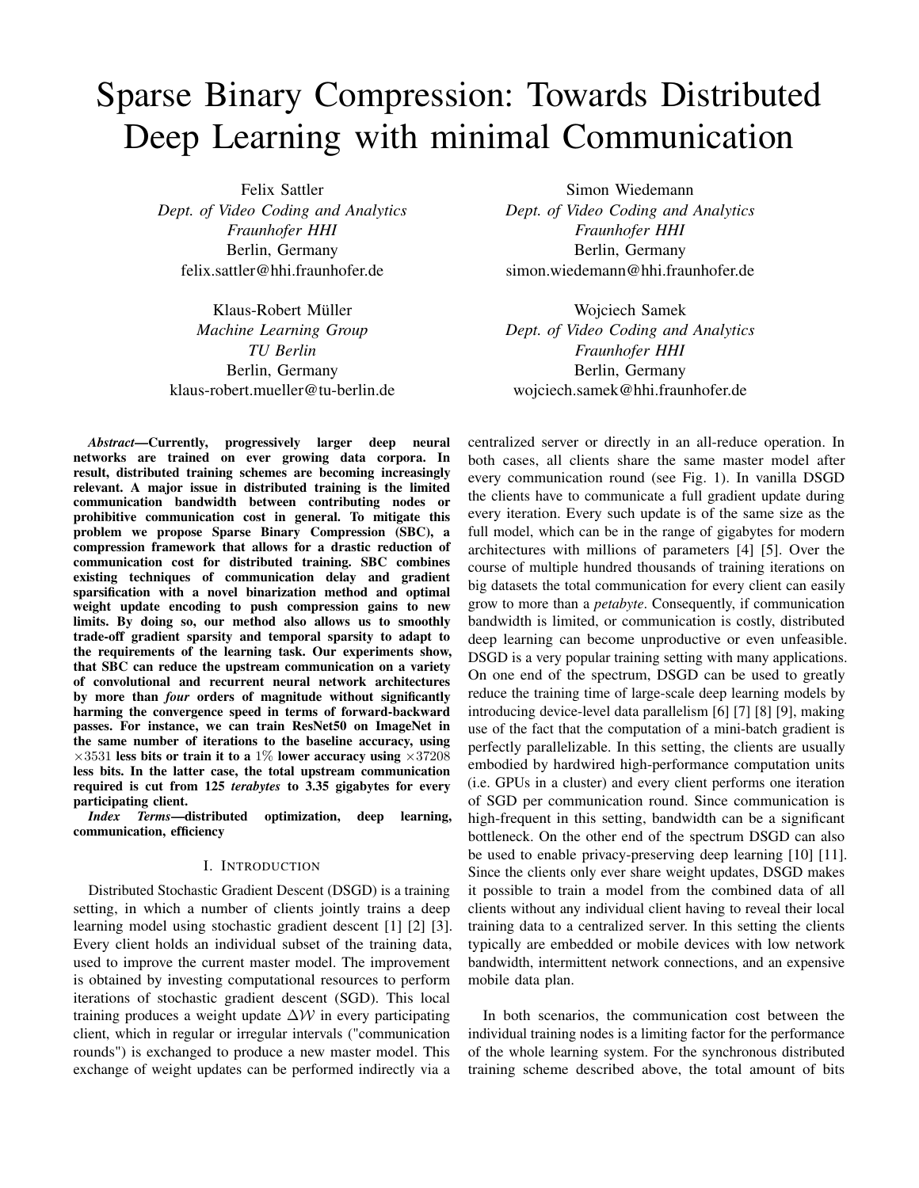# Sparse Binary Compression: Towards Distributed Deep Learning with minimal Communication

Felix Sattler
*Dept. of Video Coding and Analytics*
*Fraunhofer HHI*
Berlin, Germany
felix.sattler@hhi.fraunhofer.de

Simon Wiedemann
*Dept. of Video Coding and Analytics*
*Fraunhofer HHI*
Berlin, Germany
simon.wiedemann@hhi.fraunhofer.de

Klaus-Robert Müller
*Machine Learning Group*
*TU Berlin*
Berlin, Germany
klaus-robert.mueller@tu-berlin.de

Wojciech Samek
*Dept. of Video Coding and Analytics*
*Fraunhofer HHI*
Berlin, Germany
wojciech.samek@hhi.fraunhofer.de

***Abstract*—Currently, progressively larger deep neural networks are trained on ever growing data corpora. In result, distributed training schemes are becoming increasingly relevant. A major issue in distributed training is the limited communication bandwidth between contributing nodes or prohibitive communication cost in general. To mitigate this problem we propose Sparse Binary Compression (SBC), a compression framework that allows for a drastic reduction of communication cost for distributed training. SBC combines existing techniques of communication delay and gradient sparsification with a novel binarization method and optimal weight update encoding to push compression gains to new limits. By doing so, our method also allows us to smoothly trade-off gradient sparsity and temporal sparsity to adapt to the requirements of the learning task. Our experiments show, that SBC can reduce the upstream communication on a variety of convolutional and recurrent neural network architectures by more than *four* orders of magnitude without significantly harming the convergence speed in terms of forward-backward passes. For instance, we can train ResNet50 on ImageNet in the same number of iterations to the baseline accuracy, using $\times 3531$ less bits or train it to a $1\%$ lower accuracy using $\times 37208$ less bits. In the latter case, the total upstream communication required is cut from 125 *terabytes* to 3.35 gigabytes for every participating client.**

***Index Terms*—distributed optimization, deep learning, communication, efficiency**

## I. Introduction

Distributed Stochastic Gradient Descent (DSGD) is a training setting, in which a number of clients jointly trains a deep learning model using stochastic gradient descent [1] [2] [3]. Every client holds an individual subset of the training data, used to improve the current master model. The improvement is obtained by investing computational resources to perform iterations of stochastic gradient descent (SGD). This local training produces a weight update $\Delta\mathcal{W}$ in every participating client, which in regular or irregular intervals ("communication rounds") is exchanged to produce a new master model. This exchange of weight updates can be performed indirectly via a centralized server or directly in an all-reduce operation. In both cases, all clients share the same master model after every communication round (see Fig. 1). In vanilla DSGD the clients have to communicate a full gradient update during every iteration. Every such update is of the same size as the full model, which can be in the range of gigabytes for modern architectures with millions of parameters [4] [5]. Over the course of multiple hundred thousands of training iterations on big datasets the total communication for every client can easily grow to more than a *petabyte*. Consequently, if communication bandwidth is limited, or communication is costly, distributed deep learning can become unproductive or even unfeasible. DSGD is a very popular training setting with many applications. On one end of the spectrum, DSGD can be used to greatly reduce the training time of large-scale deep learning models by introducing device-level data parallelism [6] [7] [8] [9], making use of the fact that the computation of a mini-batch gradient is perfectly parallelizable. In this setting, the clients are usually embodied by hardwired high-performance computation units (i.e. GPUs in a cluster) and every client performs one iteration of SGD per communication round. Since communication is high-frequent in this setting, bandwidth can be a significant bottleneck. On the other end of the spectrum DSGD can also be used to enable privacy-preserving deep learning [10] [11]. Since the clients only ever share weight updates, DSGD makes it possible to train a model from the combined data of all clients without any individual client having to reveal their local training data to a centralized server. In this setting the clients typically are embedded or mobile devices with low network bandwidth, intermittent network connections, and an expensive mobile data plan.

In both scenarios, the communication cost between the individual training nodes is a limiting factor for the performance of the whole learning system. For the synchronous distributed training scheme described above, the total amount of bits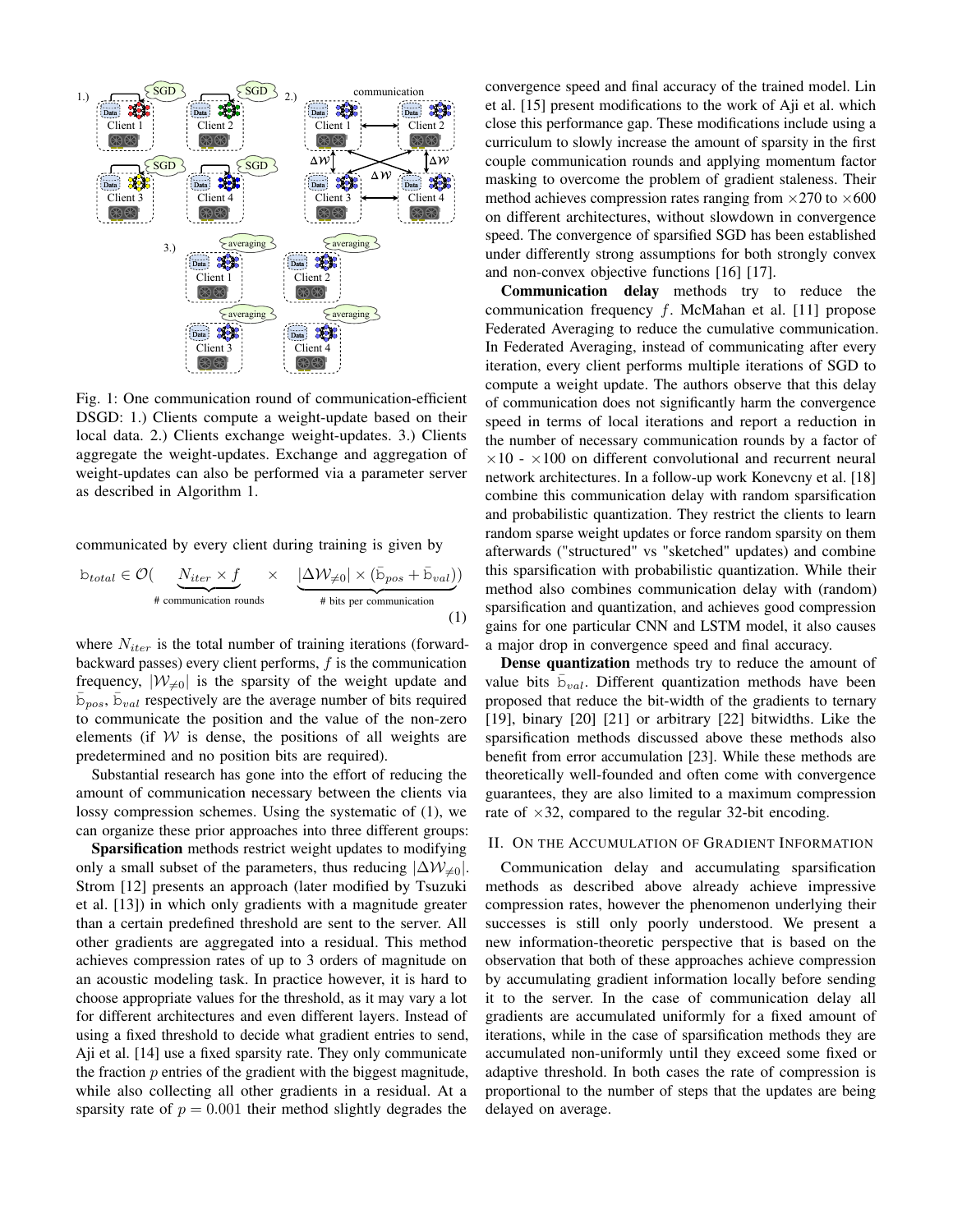Fig. 1: One communication round of communication-efficient DSGD: 1.) Clients compute a weight-update based on their local data. 2.) Clients exchange weight-updates. 3.) Clients aggregate the weight-updates. Exchange and aggregation of weight-updates can also be performed via a parameter server as described in Algorithm 1.

communicated by every client during training is given by

$$\mathrm{b}_{total} \in \mathcal{O}(\underbrace{N_{iter} \times f}_{\text{\# communication rounds}} \times \underbrace{|\Delta\mathcal{W}_{\neq 0}| \times (\bar{\mathrm{b}}_{pos} + \bar{\mathrm{b}}_{val})}_{\text{\# bits per communication}}) \tag{1}$$

where $N_{iter}$ is the total number of training iterations (forward-backward passes) every client performs, $f$ is the communication frequency, $|\mathcal{W}_{\neq 0}|$ is the sparsity of the weight update and $\bar{\mathrm{b}}_{pos}$, $\bar{\mathrm{b}}_{val}$ respectively are the average number of bits required to communicate the position and the value of the non-zero elements (if $\mathcal{W}$ is dense, the positions of all weights are predetermined and no position bits are required).

Substantial research has gone into the effort of reducing the amount of communication necessary between the clients via lossy compression schemes. Using the systematic of (1), we can organize these prior approaches into three different groups:

**Sparsification** methods restrict weight updates to modifying only a small subset of the parameters, thus reducing $|\Delta\mathcal{W}_{\neq 0}|$. Strom [12] presents an approach (later modified by Tsuzuki et al. [13]) in which only gradients with a magnitude greater than a certain predefined threshold are sent to the server. All other gradients are aggregated into a residual. This method achieves compression rates of up to 3 orders of magnitude on an acoustic modeling task. In practice however, it is hard to choose appropriate values for the threshold, as it may vary a lot for different architectures and even different layers. Instead of using a fixed threshold to decide what gradient entries to send, Aji et al. [14] use a fixed sparsity rate. They only communicate the fraction $p$ entries of the gradient with the biggest magnitude, while also collecting all other gradients in a residual. At a sparsity rate of $p = 0.001$ their method slightly degrades the convergence speed and final accuracy of the trained model. Lin et al. [15] present modifications to the work of Aji et al. which close this performance gap. These modifications include using a curriculum to slowly increase the amount of sparsity in the first couple communication rounds and applying momentum factor masking to overcome the problem of gradient staleness. Their method achieves compression rates ranging from $\times 270$ to $\times 600$ on different architectures, without slowdown in convergence speed. The convergence of sparsified SGD has been established under differently strong assumptions for both strongly convex and non-convex objective functions [16] [17].

**Communication delay** methods try to reduce the communication frequency $f$. McMahan et al. [11] propose Federated Averaging to reduce the cumulative communication. In Federated Averaging, instead of communicating after every iteration, every client performs multiple iterations of SGD to compute a weight update. The authors observe that this delay of communication does not significantly harm the convergence speed in terms of local iterations and report a reduction in the number of necessary communication rounds by a factor of $\times 10$ - $\times 100$ on different convolutional and recurrent neural network architectures. In a follow-up work Konevcny et al. [18] combine this communication delay with random sparsification and probabilistic quantization. They restrict the clients to learn random sparse weight updates or force random sparsity on them afterwards ("structured" vs "sketched" updates) and combine this sparsification with probabilistic quantization. While their method also combines communication delay with (random) sparsification and quantization, and achieves good compression gains for one particular CNN and LSTM model, it also causes a major drop in convergence speed and final accuracy.

**Dense quantization** methods try to reduce the amount of value bits $\bar{\mathrm{b}}_{val}$. Different quantization methods have been proposed that reduce the bit-width of the gradients to ternary [19], binary [20] [21] or arbitrary [22] bitwidths. Like the sparsification methods discussed above these methods also benefit from error accumulation [23]. While these methods are theoretically well-founded and often come with convergence guarantees, they are also limited to a maximum compression rate of $\times 32$, compared to the regular 32-bit encoding.

## II. On the Accumulation of Gradient Information

Communication delay and accumulating sparsification methods as described above already achieve impressive compression rates, however the phenomenon underlying their successes is still only poorly understood. We present a new information-theoretic perspective that is based on the observation that both of these approaches achieve compression by accumulating gradient information locally before sending it to the server. In the case of communication delay all gradients are accumulated uniformly for a fixed amount of iterations, while in the case of sparsification methods they are accumulated non-uniformly until they exceed some fixed or adaptive threshold. In both cases the rate of compression is proportional to the number of steps that the updates are being delayed on average.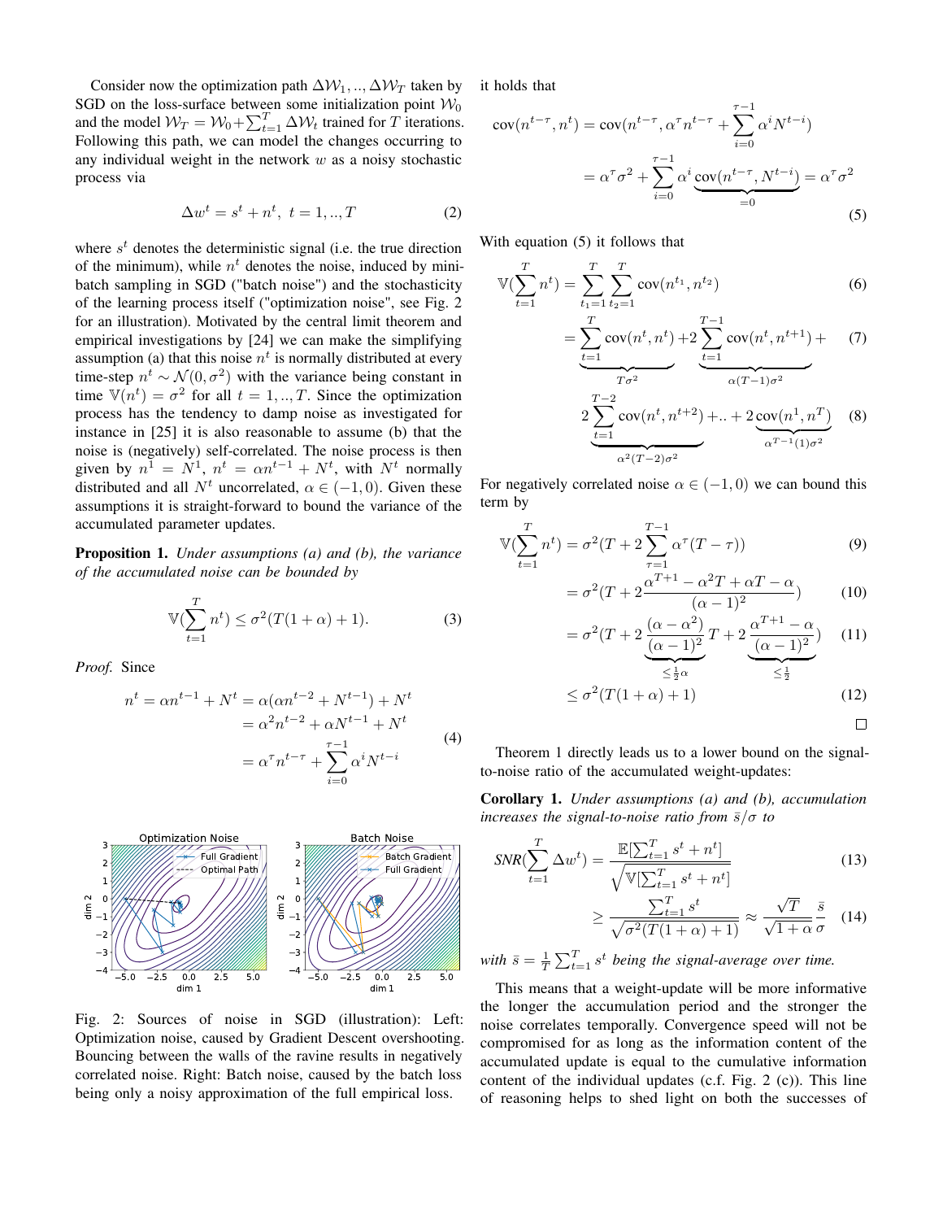Consider now the optimization path $\Delta\mathcal{W}_1, .., \Delta\mathcal{W}_T$ taken by SGD on the loss-surface between some initialization point $\mathcal{W}_0$ and the model $\mathcal{W}_T = \mathcal{W}_0 + \sum_{t=1}^{T} \Delta\mathcal{W}_t$ trained for $T$ iterations. Following this path, we can model the changes occurring to any individual weight in the network $w$ as a noisy stochastic process via

$$\Delta w^t = s^t + n^t,\ t = 1, .., T \tag{2}$$

where $s^t$ denotes the deterministic signal (i.e. the true direction of the minimum), while $n^t$ denotes the noise, induced by mini-batch sampling in SGD ("batch noise") and the stochasticity of the learning process itself ("optimization noise", see Fig. 2 for an illustration). Motivated by the central limit theorem and empirical investigations by [24] we can make the simplifying assumption (a) that this noise $n^t$ is normally distributed at every time-step $n^t \sim \mathcal{N}(0, \sigma^2)$ with the variance being constant in time $\mathbb{V}(n^t) = \sigma^2$ for all $t = 1, .., T$. Since the optimization process has the tendency to damp noise as investigated for instance in [25] it is also reasonable to assume (b) that the noise is (negatively) self-correlated. The noise process is then given by $n^1 = N^1$, $n^t = \alpha n^{t-1} + N^t$, with $N^t$ normally distributed and all $N^t$ uncorrelated, $\alpha \in (-1, 0)$. Given these assumptions it is straight-forward to bound the variance of the accumulated parameter updates.

**Proposition 1.** *Under assumptions (a) and (b), the variance of the accumulated noise can be bounded by*

$$\mathbb{V}(\sum_{t=1}^{T} n^t) \leq \sigma^2(T(1+\alpha)+1). \tag{3}$$

*Proof.* Since

$$\begin{aligned} n^t = \alpha n^{t-1} + N^t &= \alpha(\alpha n^{t-2} + N^{t-1}) + N^t \\ &= \alpha^2 n^{t-2} + \alpha N^{t-1} + N^t \\ &= \alpha^\tau n^{t-\tau} + \sum_{i=0}^{\tau-1} \alpha^i N^{t-i} \end{aligned} \tag{4}$$

it holds that

$$\begin{aligned} \text{cov}(n^{t-\tau}, n^t) &= \text{cov}(n^{t-\tau}, \alpha^\tau n^{t-\tau} + \sum_{i=0}^{\tau-1} \alpha^i N^{t-i}) \\ &= \alpha^\tau \sigma^2 + \sum_{i=0}^{\tau-1} \alpha^i \underbrace{\text{cov}(n^{t-\tau}, N^{t-i})}_{=0} = \alpha^\tau \sigma^2 \end{aligned} \tag{5}$$

With equation (5) it follows that

$$\mathbb{V}(\sum_{t=1}^{T} n^t) = \sum_{t_1=1}^{T} \sum_{t_2=1}^{T} \text{cov}(n^{t_1}, n^{t_2}) \tag{6}$$

$$= \underbrace{\sum_{t=1}^{T} \text{cov}(n^t, n^t)}_{T\sigma^2} + \underbrace{2\sum_{t=1}^{T-1} \text{cov}(n^t, n^{t+1})}_{\alpha(T-1)\sigma^2} + \tag{7}$$

$$\underbrace{2\sum_{t=1}^{T-2} \text{cov}(n^t, n^{t+2})}_{\alpha^2(T-2)\sigma^2} + .. + \underbrace{2\,\text{cov}(n^1, n^T)}_{\alpha^{T-1}(1)\sigma^2} \tag{8}$$

For negatively correlated noise $\alpha \in (-1, 0)$ we can bound this term by

$$\mathbb{V}(\sum_{t=1}^{T} n^t) = \sigma^2(T + 2\sum_{\tau=1}^{T-1} \alpha^\tau (T-\tau)) \tag{9}$$

$$= \sigma^2(T + 2\frac{\alpha^{T+1} - \alpha^2 T + \alpha T - \alpha}{(\alpha-1)^2}) \tag{10}$$

$$= \sigma^2(T + 2\underbrace{\frac{(\alpha-\alpha^2)}{(\alpha-1)^2}}_{\leq \frac{1}{2}\alpha} T + 2\underbrace{\frac{\alpha^{T+1}-\alpha}{(\alpha-1)^2}}_{\leq \frac{1}{2}}) \tag{11}$$

$$\leq \sigma^2(T(1+\alpha)+1) \tag{12}$$

$\square$

Fig. 2: Sources of noise in SGD (illustration): Left: Optimization noise, caused by Gradient Descent overshooting. Bouncing between the walls of the ravine results in negatively correlated noise. Right: Batch noise, caused by the batch loss being only a noisy approximation of the full empirical loss.

Theorem 1 directly leads us to a lower bound on the signal-to-noise ratio of the accumulated weight-updates:

**Corollary 1.** *Under assumptions (a) and (b), accumulation increases the signal-to-noise ratio from $\bar{s}/\sigma$ to*

$$SNR(\sum_{t=1}^{T} \Delta w^t) = \frac{\mathbb{E}[\sum_{t=1}^{T} s^t + n^t]}{\sqrt{\mathbb{V}[\sum_{t=1}^{T} s^t + n^t]}} \tag{13}$$

$$\geq \frac{\sum_{t=1}^{T} s^t}{\sqrt{\sigma^2(T(1+\alpha)+1)}} \approx \frac{\sqrt{T}}{\sqrt{1+\alpha}} \frac{\bar{s}}{\sigma} \tag{14}$$

*with $\bar{s} = \frac{1}{T}\sum_{t=1}^{T} s^t$ being the signal-average over time.*

This means that a weight-update will be more informative the longer the accumulation period and the stronger the noise correlates temporally. Convergence speed will not be compromised for as long as the information content of the accumulated update is equal to the cumulative information content of the individual updates (c.f. Fig. 2 (c)). This line of reasoning helps to shed light on both the successes of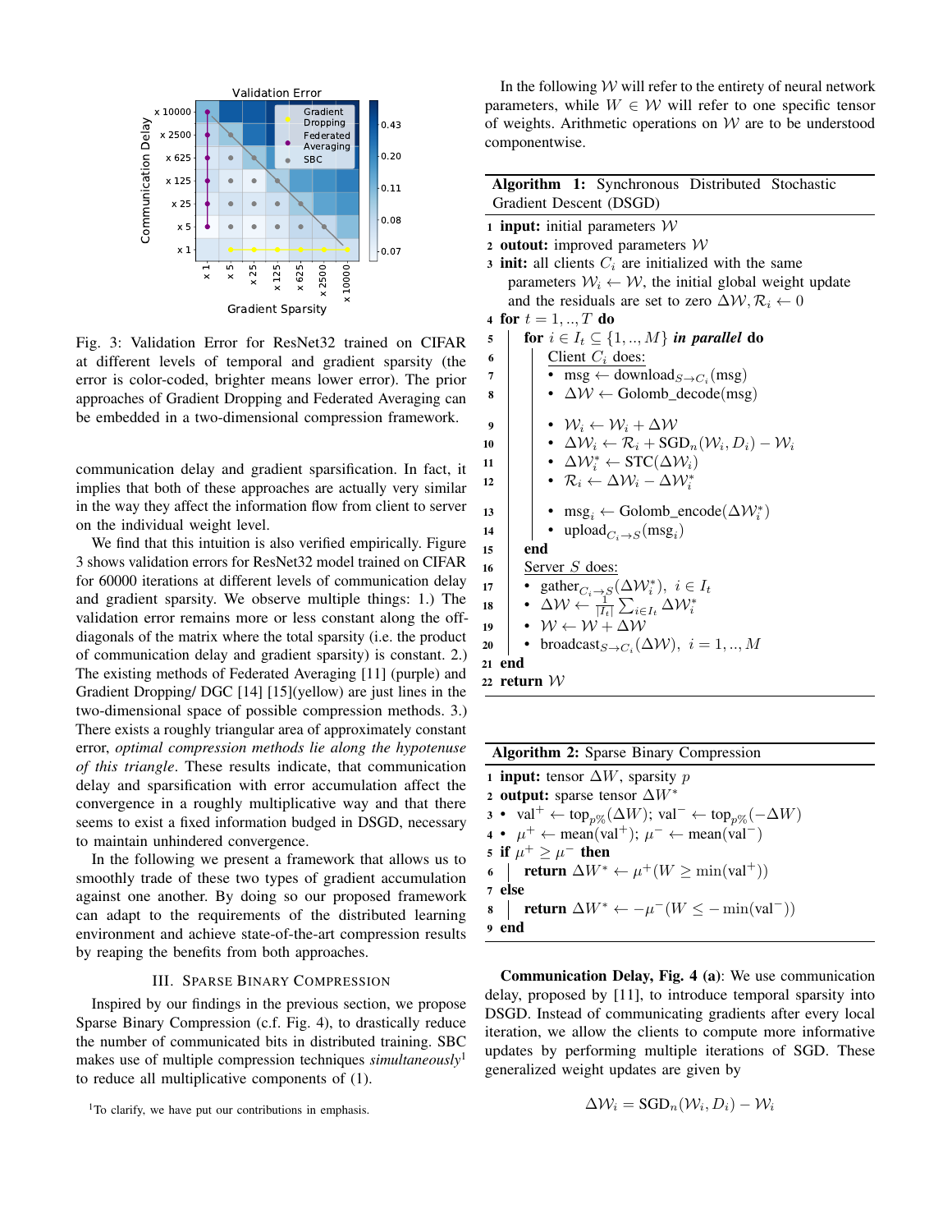Fig. 3: Validation Error for ResNet32 trained on CIFAR at different levels of temporal and gradient sparsity (the error is color-coded, brighter means lower error). The prior approaches of Gradient Dropping and Federated Averaging can be embedded in a two-dimensional compression framework.

communication delay and gradient sparsification. In fact, it implies that both of these approaches are actually very similar in the way they affect the information flow from client to server on the individual weight level.

We find that this intuition is also verified empirically. Figure 3 shows validation errors for ResNet32 model trained on CIFAR for 60000 iterations at different levels of communication delay and gradient sparsity. We observe multiple things: 1.) The validation error remains more or less constant along the off-diagonals of the matrix where the total sparsity (i.e. the product of communication delay and gradient sparsity) is constant. 2.) The existing methods of Federated Averaging [11] (purple) and Gradient Dropping/ DGC [14] [15](yellow) are just lines in the two-dimensional space of possible compression methods. 3.) There exists a roughly triangular area of approximately constant error, *optimal compression methods lie along the hypotenuse of this triangle*. These results indicate, that communication delay and sparsification with error accumulation affect the convergence in a roughly multiplicative way and that there seems to exist a fixed information budged in DSGD, necessary to maintain unhindered convergence.

In the following we present a framework that allows us to smoothly trade of these two types of gradient accumulation against one another. By doing so our proposed framework can adapt to the requirements of the distributed learning environment and achieve state-of-the-art compression results by reaping the benefits from both approaches.

## III. Sparse Binary Compression

Inspired by our findings in the previous section, we propose Sparse Binary Compression (c.f. Fig. 4), to drastically reduce the number of communicated bits in distributed training. SBC makes use of multiple compression techniques *simultaneously*[1] to reduce all multiplicative components of (1).

[1]To clarify, we have put our contributions in emphasis.

In the following $\mathcal{W}$ will refer to the entirety of neural network parameters, while $W \in \mathcal{W}$ will refer to one specific tensor of weights. Arithmetic operations on $\mathcal{W}$ are to be understood componentwise.

**Algorithm 1:** Synchronous Distributed Stochastic Gradient Descent (DSGD)

```
1  input: initial parameters W
2  outout: improved parameters W
3  init: all clients C_i are initialized with the same
      parameters W_i ← W, the initial global weight update
      and the residuals are set to zero ΔW, R_i ← 0
4  for t = 1,..,T do
5     for i ∈ I_t ⊆ {1,..,M} in parallel do
6        Client C_i does:
7        • msg ← download_{S→C_i}(msg)
8        • ΔW ← Golomb_decode(msg)
9        • W_i ← W_i + ΔW
10       • ΔW_i ← R_i + SGD_n(W_i, D_i) − W_i
11       • ΔW_i^* ← STC(ΔW_i)
12       • R_i ← ΔW_i − ΔW_i^*
13       • msg_i ← Golomb_encode(ΔW_i^*)
14       • upload_{C_i→S}(msg_i)
15    end
16    Server S does:
17    • gather_{C_i→S}(ΔW_i^*), i ∈ I_t
18    • ΔW ← (1/|I_t|) Σ_{i∈I_t} ΔW_i^*
19    • W ← W + ΔW
20    • broadcast_{S→C_i}(ΔW), i = 1,..,M
21 end
22 return W
```

**Algorithm 2:** Sparse Binary Compression

```
1  input: tensor ΔW, sparsity p
2  output: sparse tensor ΔW^*
3  • val^+ ← top_{p%}(ΔW); val^- ← top_{p%}(−ΔW)
4  • μ^+ ← mean(val^+); μ^- ← mean(val^-)
5  if μ^+ ≥ μ^- then
6     return ΔW^* ← μ^+(W ≥ min(val^+))
7  else
8     return ΔW^* ← −μ^-(W ≤ −min(val^-))
9  end
```

**Communication Delay, Fig. 4 (a)**: We use communication delay, proposed by [11], to introduce temporal sparsity into DSGD. Instead of communicating gradients after every local iteration, we allow the clients to compute more informative updates by performing multiple iterations of SGD. These generalized weight updates are given by

$$\Delta\mathcal{W}_i = \text{SGD}_n(\mathcal{W}_i, D_i) - \mathcal{W}_i$$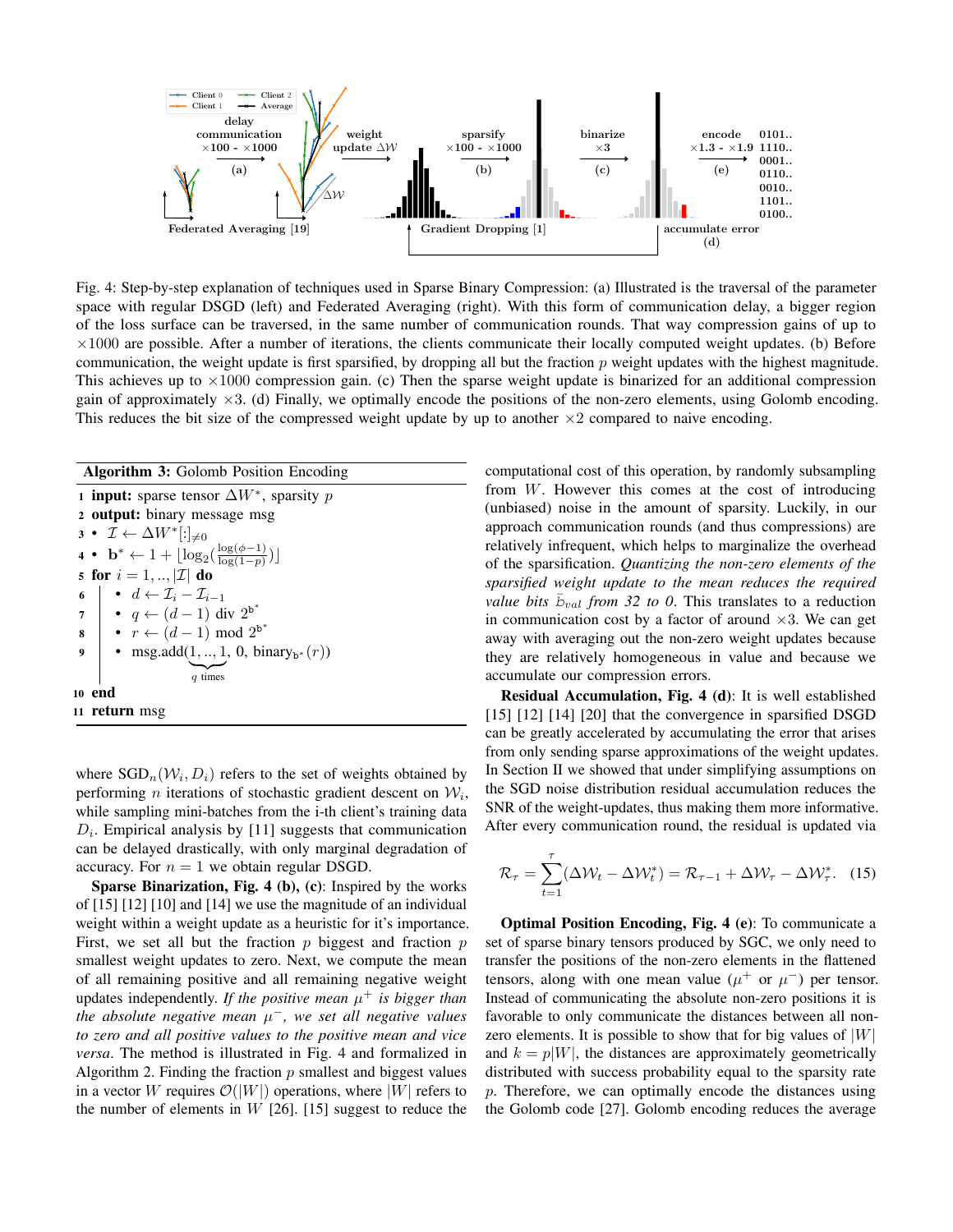Fig. 4: Step-by-step explanation of techniques used in Sparse Binary Compression: (a) Illustrated is the traversal of the parameter space with regular DSGD (left) and Federated Averaging (right). With this form of communication delay, a bigger region of the loss surface can be traversed, in the same number of communication rounds. That way compression gains of up to $\times 1000$ are possible. After a number of iterations, the clients communicate their locally computed weight updates. (b) Before communication, the weight update is first sparsified, by dropping all but the fraction $p$ weight updates with the highest magnitude. This achieves up to $\times 1000$ compression gain. (c) Then the sparse weight update is binarized for an additional compression gain of approximately $\times 3$. (d) Finally, we optimally encode the positions of the non-zero elements, using Golomb encoding. This reduces the bit size of the compressed weight update by up to another $\times 2$ compared to naive encoding.

**Algorithm 3:** Golomb Position Encoding

```
1  input: sparse tensor ΔW*, sparsity p
2  output: binary message msg
3  • I ← ΔW*[:]_{≠0}
4  • b* ← 1 + ⌊log_2( log(φ−1) / log(1−p) )⌋
5  for i = 1, .., |I| do
6  │  • d ← I_i − I_{i−1}
7  │  • q ← (d − 1) div 2^{b*}
8  │  • r ← (d − 1) mod 2^{b*}
9  │  • msg.add(1, .., 1 (q times), 0, binary_{b*}(r))
10 end
11 return msg
```

where $\text{SGD}_n(\mathcal{W}_i, D_i)$ refers to the set of weights obtained by performing $n$ iterations of stochastic gradient descent on $\mathcal{W}_i$, while sampling mini-batches from the i-th client's training data $D_i$. Empirical analysis by [11] suggests that communication can be delayed drastically, with only marginal degradation of accuracy. For $n = 1$ we obtain regular DSGD.

**Sparse Binarization, Fig. 4 (b), (c)**: Inspired by the works of [15] [12] [10] and [14] we use the magnitude of an individual weight within a weight update as a heuristic for it's importance. First, we set all but the fraction $p$ biggest and fraction $p$ smallest weight updates to zero. Next, we compute the mean of all remaining positive and all remaining negative weight updates independently. *If the positive mean $\mu^+$ is bigger than the absolute negative mean $\mu^-$, we set all negative values to zero and all positive values to the positive mean and vice versa*. The method is illustrated in Fig. 4 and formalized in Algorithm 2. Finding the fraction $p$ smallest and biggest values in a vector $W$ requires $\mathcal{O}(|W|)$ operations, where $|W|$ refers to the number of elements in $W$ [26]. [15] suggest to reduce the computational cost of this operation, by randomly subsampling from $W$. However this comes at the cost of introducing (unbiased) noise in the amount of sparsity. Luckily, in our approach communication rounds (and thus compressions) are relatively infrequent, which helps to marginalize the overhead of the sparsification. *Quantizing the non-zero elements of the sparsified weight update to the mean reduces the required value bits $\bar{b}_{val}$ from 32 to 0*. This translates to a reduction in communication cost by a factor of around $\times 3$. We can get away with averaging out the non-zero weight updates because they are relatively homogeneous in value and because we accumulate our compression errors.

**Residual Accumulation, Fig. 4 (d)**: It is well established [15] [12] [14] [20] that the convergence in sparsified DSGD can be greatly accelerated by accumulating the error that arises from only sending sparse approximations of the weight updates. In Section II we showed that under simplifying assumptions on the SGD noise distribution residual accumulation reduces the SNR of the weight-updates, thus making them more informative. After every communication round, the residual is updated via

$$\mathcal{R}_\tau = \sum_{t=1}^{\tau}(\Delta\mathcal{W}_t - \Delta\mathcal{W}_t^*) = \mathcal{R}_{\tau-1} + \Delta\mathcal{W}_\tau - \Delta\mathcal{W}_\tau^*. \quad (15)$$

**Optimal Position Encoding, Fig. 4 (e)**: To communicate a set of sparse binary tensors produced by SGC, we only need to transfer the positions of the non-zero elements in the flattened tensors, along with one mean value ($\mu^+$ or $\mu^-$) per tensor. Instead of communicating the absolute non-zero positions it is favorable to only communicate the distances between all non-zero elements. It is possible to show that for big values of $|W|$ and $k = p|W|$, the distances are approximately geometrically distributed with success probability equal to the sparsity rate $p$. Therefore, we can optimally encode the distances using the Golomb code [27]. Golomb encoding reduces the average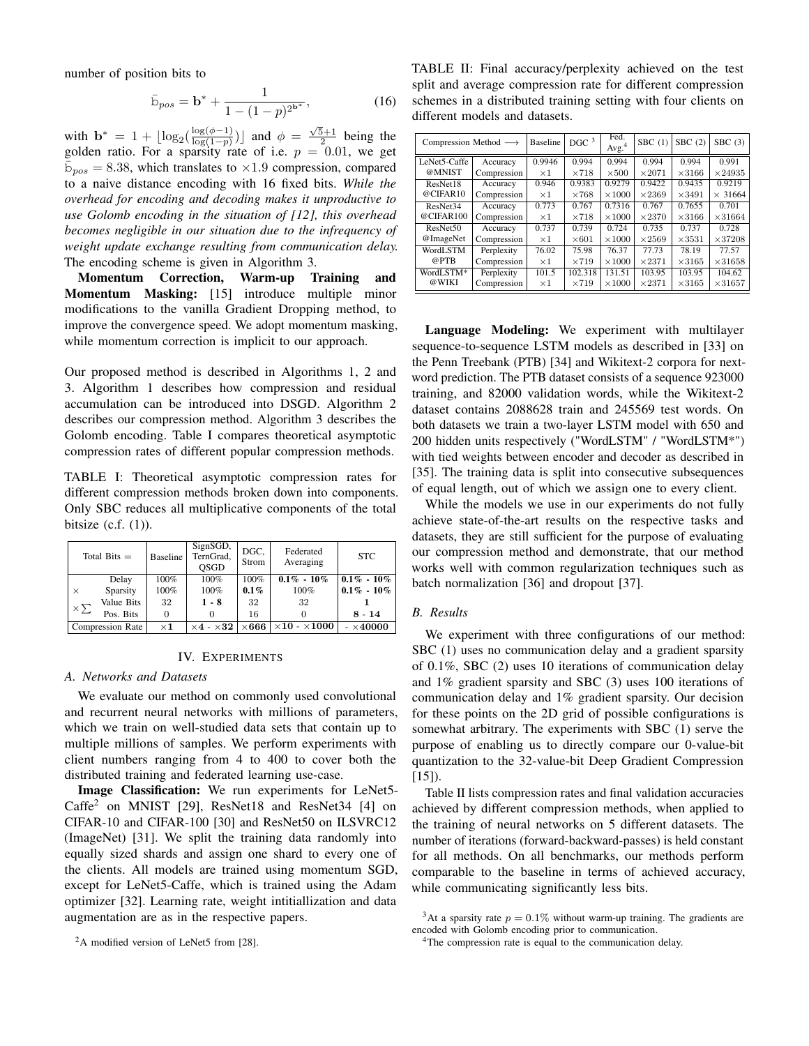number of position bits to

$$\bar{b}_{pos} = \mathbf{b}^* + \frac{1}{1-(1-p)^{2^{\mathbf{b}^*}}}, \tag{16}$$

with $\mathbf{b}^* = 1 + \lfloor \log_2(\frac{\log(\phi-1)}{\log(1-p)}) \rfloor$ and $\phi = \frac{\sqrt{5}+1}{2}$ being the golden ratio. For a sparsity rate of i.e. $p = 0.01$, we get $\bar{b}_{pos} = 8.38$, which translates to $\times 1.9$ compression, compared to a naive distance encoding with 16 fixed bits. *While the overhead for encoding and decoding makes it unproductive to use Golomb encoding in the situation of [12], this overhead becomes negligible in our situation due to the infrequency of weight update exchange resulting from communication delay.* The encoding scheme is given in Algorithm 3.

**Momentum Correction, Warm-up Training and Momentum Masking:** [15] introduce multiple minor modifications to the vanilla Gradient Dropping method, to improve the convergence speed. We adopt momentum masking, while momentum correction is implicit to our approach.

Our proposed method is described in Algorithms 1, 2 and 3. Algorithm 1 describes how compression and residual accumulation can be introduced into DSGD. Algorithm 2 describes our compression method. Algorithm 3 describes the Golomb encoding. Table I compares theoretical asymptotic compression rates of different popular compression methods.

TABLE I: Theoretical asymptotic compression rates for different compression methods broken down into components. Only SBC reduces all multiplicative components of the total bitsize (c.f. (1)).

| Total Bits = | | Baseline | SignSGD, TernGrad, QSGD | DGC, Strom | Federated Averaging | STC |
|---|---|---|---|---|---|---|
| $\times$ | Delay | 100% | 100% | 100% | **0.1% - 10%** | **0.1% - 10%** |
| | Sparsity | 100% | 100% | **0.1%** | 100% | **0.1% - 10%** |
| $\times\sum$ | Value Bits | 32 | **1 - 8** | 32 | 32 | **1** |
| | Pos. Bits | 0 | 0 | 16 | 0 | **8 - 14** |
| Compression Rate | | $\times$**1** | $\times$**4 - $\times$32** | $\times$**666** | $\times$**10 - $\times$1000** | **- $\times$40000** |

## IV. Experiments

### A. Networks and Datasets

We evaluate our method on commonly used convolutional and recurrent neural networks with millions of parameters, which we train on well-studied data sets that contain up to multiple millions of samples. We perform experiments with client numbers ranging from 4 to 400 to cover both the distributed training and federated learning use-case.

**Image Classification:** We run experiments for LeNet5-Caffe[2] on MNIST [29], ResNet18 and ResNet34 [4] on CIFAR-10 and CIFAR-100 [30] and ResNet50 on ILSVRC12 (ImageNet) [31]. We split the training data randomly into equally sized shards and assign one shard to every one of the clients. All models are trained using momentum SGD, except for LeNet5-Caffe, which is trained using the Adam optimizer [32]. Learning rate, weight initiallization and data augmentation are as in the respective papers.

[2]A modified version of LeNet5 from [28].

TABLE II: Final accuracy/perplexity achieved on the test split and average compression rate for different compression schemes in a distributed training setting with four clients on different models and datasets.

| Compression Method ⟶ | | Baseline | DGC [3] | Fed. Avg.[4] | SBC (1) | SBC (2) | SBC (3) |
|---|---|---|---|---|---|---|---|
| LeNet5-Caffe @MNIST | Accuracy | 0.9946 | 0.994 | 0.994 | 0.994 | 0.994 | 0.991 |
| | Compression | $\times$1 | $\times$718 | $\times$500 | $\times$2071 | $\times$3166 | $\times$24935 |
| ResNet18 @CIFAR10 | Accuracy | 0.946 | 0.9383 | 0.9279 | 0.9422 | 0.9435 | 0.9219 |
| | Compression | $\times$1 | $\times$768 | $\times$1000 | $\times$2369 | $\times$3491 | $\times$ 31664 |
| ResNet34 @CIFAR100 | Accuracy | 0.773 | 0.767 | 0.7316 | 0.767 | 0.7655 | 0.701 |
| | Compression | $\times$1 | $\times$718 | $\times$1000 | $\times$2370 | $\times$3166 | $\times$31664 |
| ResNet50 @ImageNet | Accuracy | 0.737 | 0.739 | 0.724 | 0.735 | 0.737 | 0.728 |
| | Compression | $\times$1 | $\times$601 | $\times$1000 | $\times$2569 | $\times$3531 | $\times$37208 |
| WordLSTM @PTB | Perplexity | 76.02 | 75.98 | 76.37 | 77.73 | 78.19 | 77.57 |
| | Compression | $\times$1 | $\times$719 | $\times$1000 | $\times$2371 | $\times$3165 | $\times$31658 |
| WordLSTM* @WIKI | Perplexity | 101.5 | 102.318 | 131.51 | 103.95 | 103.95 | 104.62 |
| | Compression | $\times$1 | $\times$719 | $\times$1000 | $\times$2371 | $\times$3165 | $\times$31657 |

**Language Modeling:** We experiment with multilayer sequence-to-sequence LSTM models as described in [33] on the Penn Treebank (PTB) [34] and Wikitext-2 corpora for next-word prediction. The PTB dataset consists of a sequence 923000 training, and 82000 validation words, while the Wikitext-2 dataset contains 2088628 train and 245569 test words. On both datasets we train a two-layer LSTM model with 650 and 200 hidden units respectively ("WordLSTM" / "WordLSTM*") with tied weights between encoder and decoder as described in [35]. The training data is split into consecutive subsequences of equal length, out of which we assign one to every client.

While the models we use in our experiments do not fully achieve state-of-the-art results on the respective tasks and datasets, they are still sufficient for the purpose of evaluating our compression method and demonstrate, that our method works well with common regularization techniques such as batch normalization [36] and dropout [37].

### B. Results

We experiment with three configurations of our method: SBC (1) uses no communication delay and a gradient sparsity of 0.1%, SBC (2) uses 10 iterations of communication delay and 1% gradient sparsity and SBC (3) uses 100 iterations of communication delay and 1% gradient sparsity. Our decision for these points on the 2D grid of possible configurations is somewhat arbitrary. The experiments with SBC (1) serve the purpose of enabling us to directly compare our 0-value-bit quantization to the 32-value-bit Deep Gradient Compression [15]).

Table II lists compression rates and final validation accuracies achieved by different compression methods, when applied to the training of neural networks on 5 different datasets. The number of iterations (forward-backward-passes) is held constant for all methods. On all benchmarks, our methods perform comparable to the baseline in terms of achieved accuracy, while communicating significantly less bits.

[3]At a sparsity rate $p = 0.1\%$ without warm-up training. The gradients are encoded with Golomb encoding prior to communication.

[4]The compression rate is equal to the communication delay.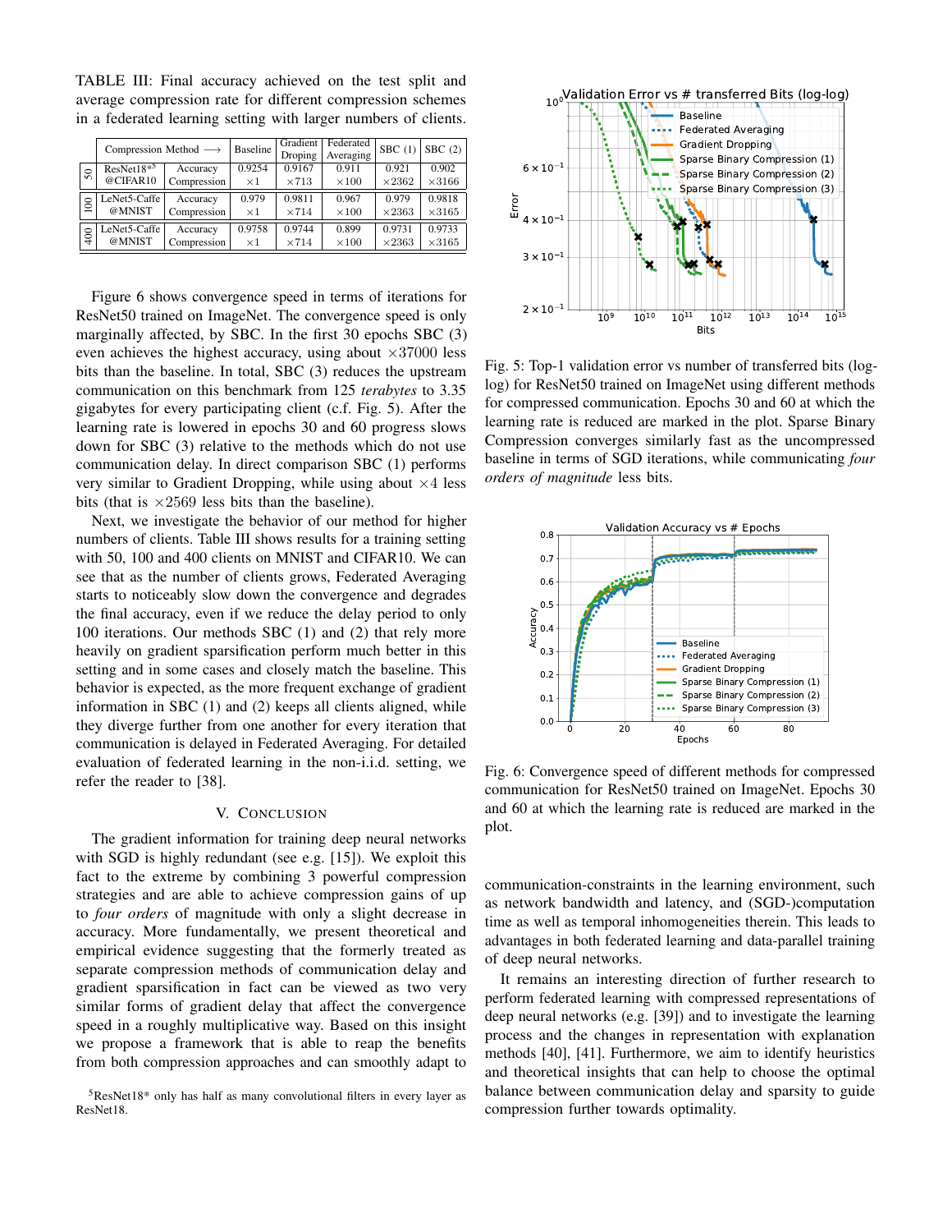TABLE III: Final accuracy achieved on the test split and average compression rate for different compression schemes in a federated learning setting with larger numbers of clients.

| | Compression Method ⟶ | | Baseline | Gradient Droping | Federated Averaging | SBC (1) | SBC (2) |
|---|---|---|---|---|---|---|---|
| 50 | ResNet18*[5] @CIFAR10 | Accuracy Compression | 0.9254 ×1 | 0.9167 ×713 | 0.911 ×100 | 0.921 ×2362 | 0.902 ×3166 |
| 100 | LeNet5-Caffe @MNIST | Accuracy Compression | 0.979 ×1 | 0.9811 ×714 | 0.967 ×100 | 0.979 ×2363 | 0.9818 ×3165 |
| 400 | LeNet5-Caffe @MNIST | Accuracy Compression | 0.9758 ×1 | 0.9744 ×714 | 0.899 ×100 | 0.9731 ×2363 | 0.9733 ×3165 |

Figure 6 shows convergence speed in terms of iterations for ResNet50 trained on ImageNet. The convergence speed is only marginally affected, by SBC. In the first 30 epochs SBC (3) even achieves the highest accuracy, using about ×37000 less bits than the baseline. In total, SBC (3) reduces the upstream communication on this benchmark from 125 *terabytes* to 3.35 gigabytes for every participating client (c.f. Fig. 5). After the learning rate is lowered in epochs 30 and 60 progress slows down for SBC (3) relative to the methods which do not use communication delay. In direct comparison SBC (1) performs very similar to Gradient Dropping, while using about ×4 less bits (that is ×2569 less bits than the baseline).

Next, we investigate the behavior of our method for higher numbers of clients. Table III shows results for a training setting with 50, 100 and 400 clients on MNIST and CIFAR10. We can see that as the number of clients grows, Federated Averaging starts to noticeably slow down the convergence and degrades the final accuracy, even if we reduce the delay period to only 100 iterations. Our methods SBC (1) and (2) that rely more heavily on gradient sparsification perform much better in this setting and in some cases and closely match the baseline. This behavior is expected, as the more frequent exchange of gradient information in SBC (1) and (2) keeps all clients aligned, while they diverge further from one another for every iteration that communication is delayed in Federated Averaging. For detailed evaluation of federated learning in the non-i.i.d. setting, we refer the reader to [38].

## V. Conclusion

The gradient information for training deep neural networks with SGD is highly redundant (see e.g. [15]). We exploit this fact to the extreme by combining 3 powerful compression strategies and are able to achieve compression gains of up to *four orders* of magnitude with only a slight decrease in accuracy. More fundamentally, we present theoretical and empirical evidence suggesting that the formerly treated as separate compression methods of communication delay and gradient sparsification in fact can be viewed as two very similar forms of gradient delay that affect the convergence speed in a roughly multiplicative way. Based on this insight we propose a framework that is able to reap the benefits from both compression approaches and can smoothly adapt to communication-constraints in the learning environment, such as network bandwidth and latency, and (SGD-)computation time as well as temporal inhomogeneities therein. This leads to advantages in both federated learning and data-parallel training of deep neural networks.

It remains an interesting direction of further research to perform federated learning with compressed representations of deep neural networks (e.g. [39]) and to investigate the learning process and the changes in representation with explanation methods [40], [41]. Furthermore, we aim to identify heuristics and theoretical insights that can help to choose the optimal balance between communication delay and sparsity to guide compression further towards optimality.

[5] ResNet18* only has half as many convolutional filters in every layer as ResNet18.

Fig. 5: Top-1 validation error vs number of transferred bits (log-log) for ResNet50 trained on ImageNet using different methods for compressed communication. Epochs 30 and 60 at which the learning rate is reduced are marked in the plot. Sparse Binary Compression converges similarly fast as the uncompressed baseline in terms of SGD iterations, while communicating *four orders of magnitude* less bits.

Fig. 6: Convergence speed of different methods for compressed communication for ResNet50 trained on ImageNet. Epochs 30 and 60 at which the learning rate is reduced are marked in the plot.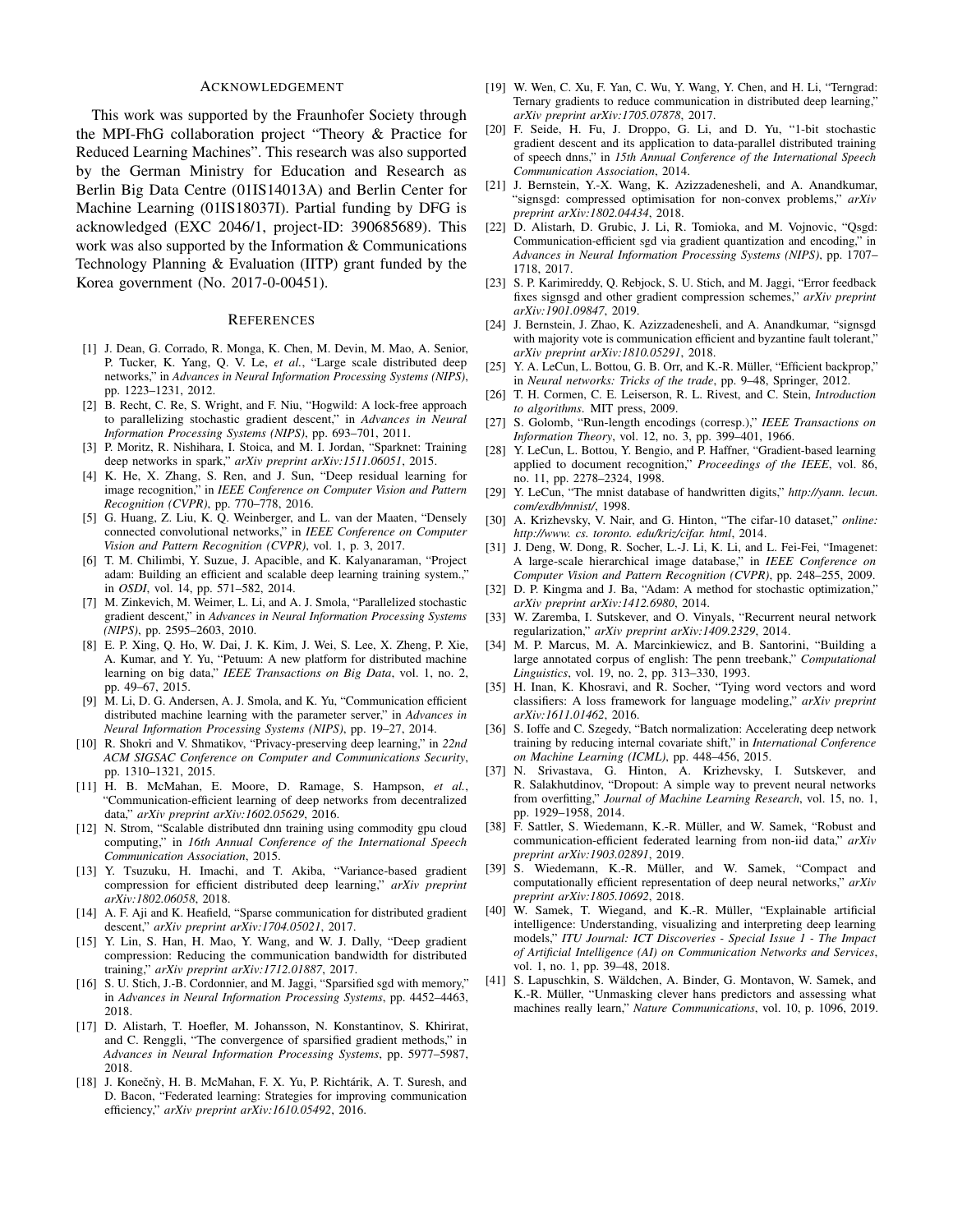## Acknowledgement

This work was supported by the Fraunhofer Society through the MPI-FhG collaboration project "Theory & Practice for Reduced Learning Machines". This research was also supported by the German Ministry for Education and Research as Berlin Big Data Centre (01IS14013A) and Berlin Center for Machine Learning (01IS18037I). Partial funding by DFG is acknowledged (EXC 2046/1, project-ID: 390685689). This work was also supported by the Information & Communications Technology Planning & Evaluation (IITP) grant funded by the Korea government (No. 2017-0-00451).

## References

[1] J. Dean, G. Corrado, R. Monga, K. Chen, M. Devin, M. Mao, A. Senior, P. Tucker, K. Yang, Q. V. Le, *et al.*, "Large scale distributed deep networks," in *Advances in Neural Information Processing Systems (NIPS)*, pp. 1223–1231, 2012.

[2] B. Recht, C. Re, S. Wright, and F. Niu, "Hogwild: A lock-free approach to parallelizing stochastic gradient descent," in *Advances in Neural Information Processing Systems (NIPS)*, pp. 693–701, 2011.

[3] P. Moritz, R. Nishihara, I. Stoica, and M. I. Jordan, "Sparknet: Training deep networks in spark," *arXiv preprint arXiv:1511.06051*, 2015.

[4] K. He, X. Zhang, S. Ren, and J. Sun, "Deep residual learning for image recognition," in *IEEE Conference on Computer Vision and Pattern Recognition (CVPR)*, pp. 770–778, 2016.

[5] G. Huang, Z. Liu, K. Q. Weinberger, and L. van der Maaten, "Densely connected convolutional networks," in *IEEE Conference on Computer Vision and Pattern Recognition (CVPR)*, vol. 1, p. 3, 2017.

[6] T. M. Chilimbi, Y. Suzue, J. Apacible, and K. Kalyanaraman, "Project adam: Building an efficient and scalable deep learning training system.," in *OSDI*, vol. 14, pp. 571–582, 2014.

[7] M. Zinkevich, M. Weimer, L. Li, and A. J. Smola, "Parallelized stochastic gradient descent," in *Advances in Neural Information Processing Systems (NIPS)*, pp. 2595–2603, 2010.

[8] E. P. Xing, Q. Ho, W. Dai, J. K. Kim, J. Wei, S. Lee, X. Zheng, P. Xie, A. Kumar, and Y. Yu, "Petuum: A new platform for distributed machine learning on big data," *IEEE Transactions on Big Data*, vol. 1, no. 2, pp. 49–67, 2015.

[9] M. Li, D. G. Andersen, A. J. Smola, and K. Yu, "Communication efficient distributed machine learning with the parameter server," in *Advances in Neural Information Processing Systems (NIPS)*, pp. 19–27, 2014.

[10] R. Shokri and V. Shmatikov, "Privacy-preserving deep learning," in *22nd ACM SIGSAC Conference on Computer and Communications Security*, pp. 1310–1321, 2015.

[11] H. B. McMahan, E. Moore, D. Ramage, S. Hampson, *et al.*, "Communication-efficient learning of deep networks from decentralized data," *arXiv preprint arXiv:1602.05629*, 2016.

[12] N. Strom, "Scalable distributed dnn training using commodity gpu cloud computing," in *16th Annual Conference of the International Speech Communication Association*, 2015.

[13] Y. Tsuzuku, H. Imachi, and T. Akiba, "Variance-based gradient compression for efficient distributed deep learning," *arXiv preprint arXiv:1802.06058*, 2018.

[14] A. F. Aji and K. Heafield, "Sparse communication for distributed gradient descent," *arXiv preprint arXiv:1704.05021*, 2017.

[15] Y. Lin, S. Han, H. Mao, Y. Wang, and W. J. Dally, "Deep gradient compression: Reducing the communication bandwidth for distributed training," *arXiv preprint arXiv:1712.01887*, 2017.

[16] S. U. Stich, J.-B. Cordonnier, and M. Jaggi, "Sparsified sgd with memory," in *Advances in Neural Information Processing Systems*, pp. 4452–4463, 2018.

[17] D. Alistarh, T. Hoefler, M. Johansson, N. Konstantinov, S. Khirirat, and C. Renggli, "The convergence of sparsified gradient methods," in *Advances in Neural Information Processing Systems*, pp. 5977–5987, 2018.

[18] J. Konečnỳ, H. B. McMahan, F. X. Yu, P. Richtárik, A. T. Suresh, and D. Bacon, "Federated learning: Strategies for improving communication efficiency," *arXiv preprint arXiv:1610.05492*, 2016.

[19] W. Wen, C. Xu, F. Yan, C. Wu, Y. Wang, Y. Chen, and H. Li, "Terngrad: Ternary gradients to reduce communication in distributed deep learning," *arXiv preprint arXiv:1705.07878*, 2017.

[20] F. Seide, H. Fu, J. Droppo, G. Li, and D. Yu, "1-bit stochastic gradient descent and its application to data-parallel distributed training of speech dnns," in *15th Annual Conference of the International Speech Communication Association*, 2014.

[21] J. Bernstein, Y.-X. Wang, K. Azizzadenesheli, and A. Anandkumar, "signsgd: compressed optimisation for non-convex problems," *arXiv preprint arXiv:1802.04434*, 2018.

[22] D. Alistarh, D. Grubic, J. Li, R. Tomioka, and M. Vojnovic, "Qsgd: Communication-efficient sgd via gradient quantization and encoding," in *Advances in Neural Information Processing Systems (NIPS)*, pp. 1707–1718, 2017.

[23] S. P. Karimireddy, Q. Rebjock, S. U. Stich, and M. Jaggi, "Error feedback fixes signsgd and other gradient compression schemes," *arXiv preprint arXiv:1901.09847*, 2019.

[24] J. Bernstein, J. Zhao, K. Azizzadenesheli, and A. Anandkumar, "signsgd with majority vote is communication efficient and byzantine fault tolerant," *arXiv preprint arXiv:1810.05291*, 2018.

[25] Y. A. LeCun, L. Bottou, G. B. Orr, and K.-R. Müller, "Efficient backprop," in *Neural networks: Tricks of the trade*, pp. 9–48, Springer, 2012.

[26] T. H. Cormen, C. E. Leiserson, R. L. Rivest, and C. Stein, *Introduction to algorithms*. MIT press, 2009.

[27] S. Golomb, "Run-length encodings (corresp.)," *IEEE Transactions on Information Theory*, vol. 12, no. 3, pp. 399–401, 1966.

[28] Y. LeCun, L. Bottou, Y. Bengio, and P. Haffner, "Gradient-based learning applied to document recognition," *Proceedings of the IEEE*, vol. 86, no. 11, pp. 2278–2324, 1998.

[29] Y. LeCun, "The mnist database of handwritten digits," *http://yann. lecun. com/exdb/mnist/*, 1998.

[30] A. Krizhevsky, V. Nair, and G. Hinton, "The cifar-10 dataset," *online: http://www. cs. toronto. edu/kriz/cifar. html*, 2014.

[31] J. Deng, W. Dong, R. Socher, L.-J. Li, K. Li, and L. Fei-Fei, "Imagenet: A large-scale hierarchical image database," in *IEEE Conference on Computer Vision and Pattern Recognition (CVPR)*, pp. 248–255, 2009.

[32] D. P. Kingma and J. Ba, "Adam: A method for stochastic optimization," *arXiv preprint arXiv:1412.6980*, 2014.

[33] W. Zaremba, I. Sutskever, and O. Vinyals, "Recurrent neural network regularization," *arXiv preprint arXiv:1409.2329*, 2014.

[34] M. P. Marcus, M. A. Marcinkiewicz, and B. Santorini, "Building a large annotated corpus of english: The penn treebank," *Computational Linguistics*, vol. 19, no. 2, pp. 313–330, 1993.

[35] H. Inan, K. Khosravi, and R. Socher, "Tying word vectors and word classifiers: A loss framework for language modeling," *arXiv preprint arXiv:1611.01462*, 2016.

[36] S. Ioffe and C. Szegedy, "Batch normalization: Accelerating deep network training by reducing internal covariate shift," in *International Conference on Machine Learning (ICML)*, pp. 448–456, 2015.

[37] N. Srivastava, G. Hinton, A. Krizhevsky, I. Sutskever, and R. Salakhutdinov, "Dropout: A simple way to prevent neural networks from overfitting," *Journal of Machine Learning Research*, vol. 15, no. 1, pp. 1929–1958, 2014.

[38] F. Sattler, S. Wiedemann, K.-R. Müller, and W. Samek, "Robust and communication-efficient federated learning from non-iid data," *arXiv preprint arXiv:1903.02891*, 2019.

[39] S. Wiedemann, K.-R. Müller, and W. Samek, "Compact and computationally efficient representation of deep neural networks," *arXiv preprint arXiv:1805.10692*, 2018.

[40] W. Samek, T. Wiegand, and K.-R. Müller, "Explainable artificial intelligence: Understanding, visualizing and interpreting deep learning models," *ITU Journal: ICT Discoveries - Special Issue 1 - The Impact of Artificial Intelligence (AI) on Communication Networks and Services*, vol. 1, no. 1, pp. 39–48, 2018.

[41] S. Lapuschkin, S. Wäldchen, A. Binder, G. Montavon, W. Samek, and K.-R. Müller, "Unmasking clever hans predictors and assessing what machines really learn," *Nature Communications*, vol. 10, p. 1096, 2019.